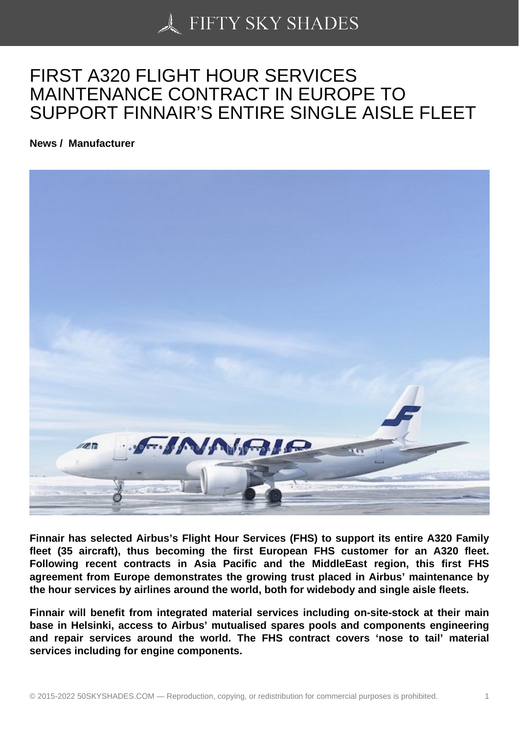# FIRST A320 FLIGHT HOUR SERVICES MAINTENANCE CONTRACT IN EUROPE TO SUPPORT FINNAIR'S ENTIRE SINGLE AISLE FLEET

**News / Manufacturer**

**Finnair has selected Airbus's Flight Hour Services (FHS) to support its entire A320 Family fleet (35 aircraft), thus becoming the first European FHS customer for an A320 fleet. Following recent contracts in Asia Pacific and the MiddleEast region, this first FHS agreement from Europe demonstrates the growing trust placed in Airbus' maintenance by the hour services by airlines around the world, both for widebody and single aisle fleets.**

**Finnair will benefit from integrated material services including on-site-stock at their main base in Helsinki, access to Airbus' mutualised spares pools and components engineering and repair services around the world. The FHS contract covers 'nose to tail' material services including for engine components.**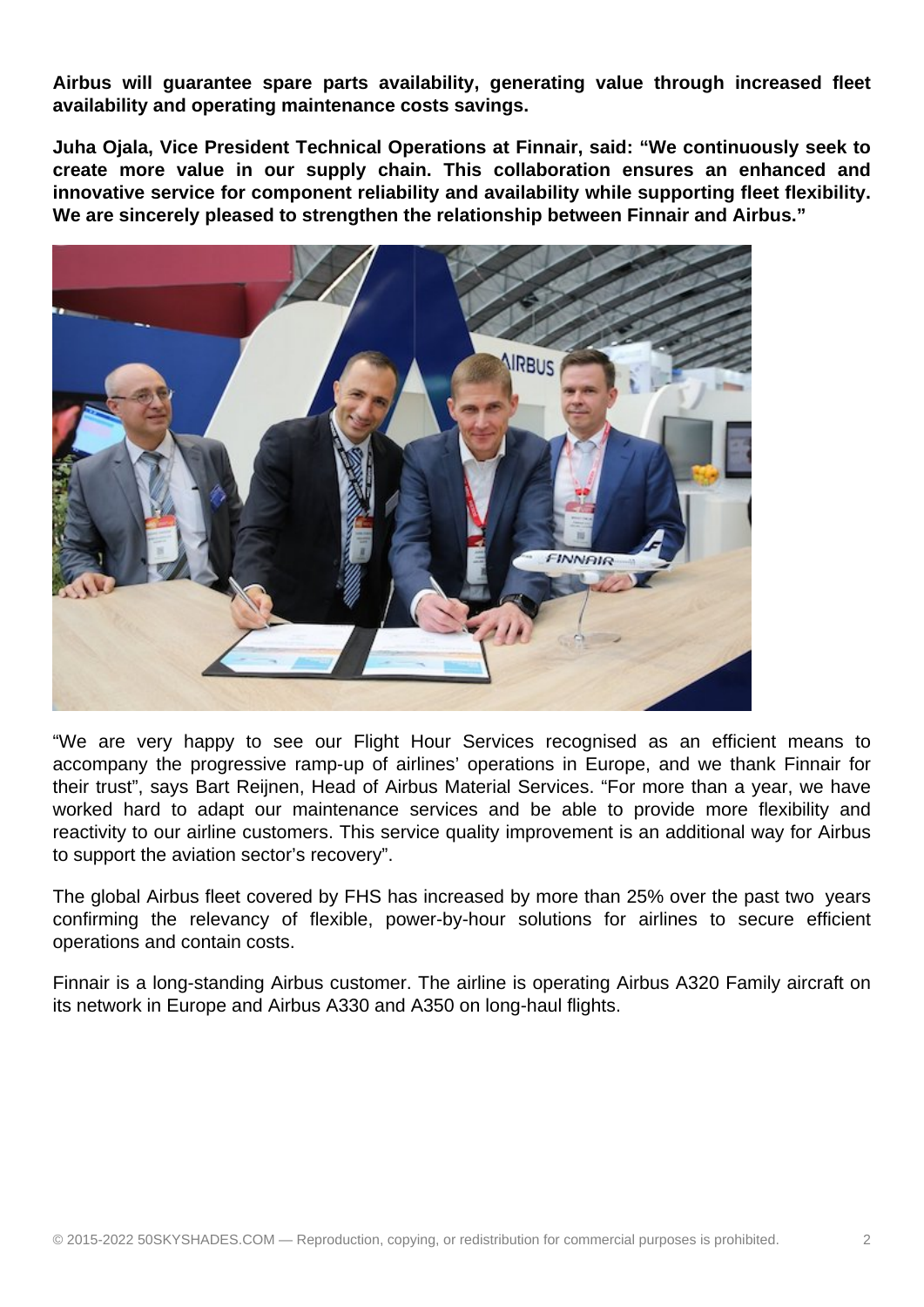**Airbus will guarantee spare parts availability, generating value through increased fleet availability and operating maintenance costs savings.**

**Juha Ojala, Vice President Technical Operations at Finnair, said: "We continuously seek to create more value in our supply chain. This collaboration ensures an enhanced and innovative service for component reliability and availability while supporting fleet flexibility. We are sincerely pleased to strengthen the relationship between Finnair and Airbus."**

"We are very happy to see our Flight Hour Services recognised as an efficient means to accompany the progressive ramp-up of airlines' operations in Europe, and we thank Finnair for their trust", says Bart Reijnen, Head of Airbus Material Services. "For more than a year, we have worked hard to adapt our maintenance services and be able to provide more flexibility and reactivity to our airline customers. This service quality improvement is an additional way for Airbus to support the aviation sector's recovery".

The global Airbus fleet covered by FHS has increased by more than 25% over the past two years confirming the relevancy of flexible, power-by-hour solutions for airlines to secure efficient operations and contain costs.

Finnair is a long-standing Airbus customer. The airline is operating Airbus A320 Family aircraft on its network in Europe and Airbus A330 and A350 on long-haul flights.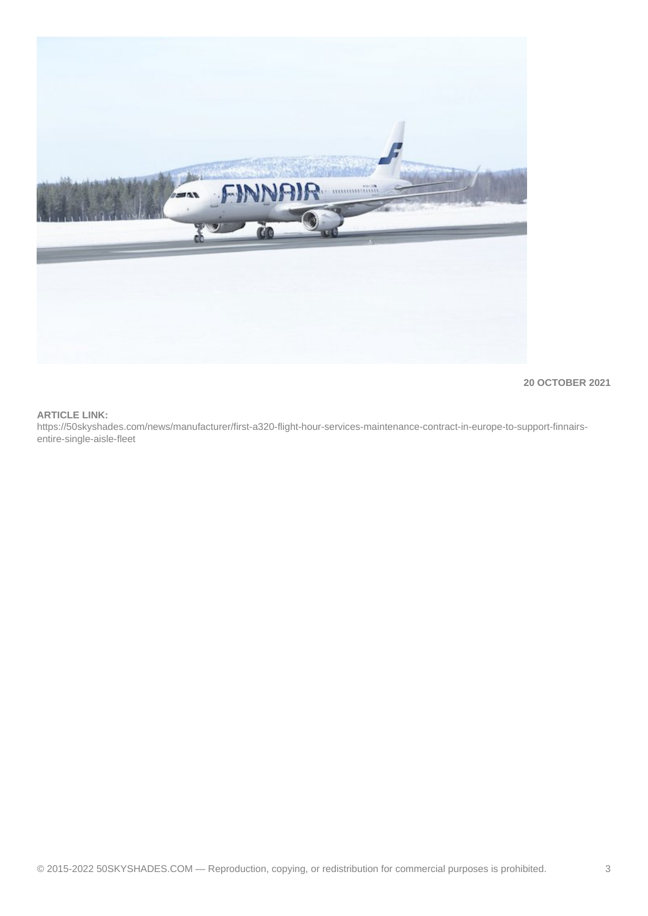**20 OCTOBER 2021**

**ARTICLE LINK:**
https://50skyshades.com/news/manufacturer/first-a320-flight-hour-services-maintenance-contract-in-europe-to-support-finnairs-entire-single-aisle-fleet

© 2015-2022 50SKYSHADES.COM — Reproduction, copying, or redistribution for commercial purposes is prohibited.